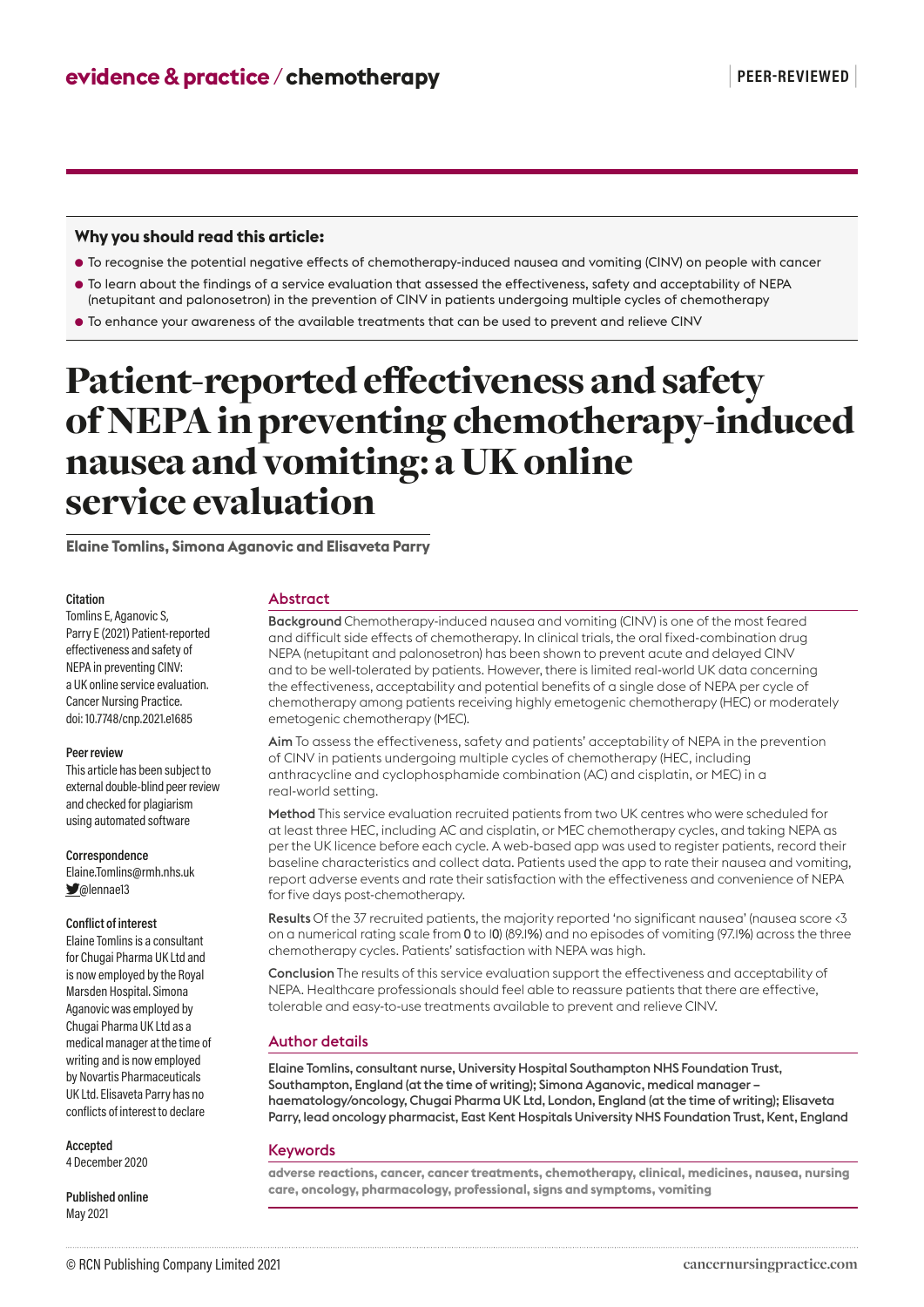evidence & practice / chemotherapy

PEER-REVIEWED

### Why you should read this article:

- To recognise the potential negative effects of chemotherapy-induced nausea and vomiting (CINV) on people with cancer
- To learn about the findings of a service evaluation that assessed the effectiveness, safety and acceptability of NEPA (netupitant and palonosetron) in the prevention of CINV in patients undergoing multiple cycles of chemotherapy
- To enhance your awareness of the available treatments that can be used to prevent and relieve CINV

# Patient-reported effectiveness and safety of NEPA in preventing chemotherapy-induced nausea and vomiting: a UK online service evaluation

**Elaine Tomlins, Simona Aganovic and Elisaveta Parry**

**Citation**
Tomlins E, Aganovic S, Parry E (2021) Patient-reported effectiveness and safety of NEPA in preventing CINV: a UK online service evaluation. Cancer Nursing Practice. doi: 10.7748/cnp.2021.e1685

**Peer review**
This article has been subject to external double-blind peer review and checked for plagiarism using automated software

**Correspondence**
Elaine.Tomlins@rmh.nhs.uk
@lennae13

**Conflict of interest**
Elaine Tomlins is a consultant for Chugai Pharma UK Ltd and is now employed by the Royal Marsden Hospital. Simona Aganovic was employed by Chugai Pharma UK Ltd as a medical manager at the time of writing and is now employed by Novartis Pharmaceuticals UK Ltd. Elisaveta Parry has no conflicts of interest to declare

**Accepted**
4 December 2020

**Published online**
May 2021

## Abstract

**Background** Chemotherapy-induced nausea and vomiting (CINV) is one of the most feared and difficult side effects of chemotherapy. In clinical trials, the oral fixed-combination drug NEPA (netupitant and palonosetron) has been shown to prevent acute and delayed CINV and to be well-tolerated by patients. However, there is limited real-world UK data concerning the effectiveness, acceptability and potential benefits of a single dose of NEPA per cycle of chemotherapy among patients receiving highly emetogenic chemotherapy (HEC) or moderately emetogenic chemotherapy (MEC).

**Aim** To assess the effectiveness, safety and patients' acceptability of NEPA in the prevention of CINV in patients undergoing multiple cycles of chemotherapy (HEC, including anthracycline and cyclophosphamide combination (AC) and cisplatin, or MEC) in a real-world setting.

**Method** This service evaluation recruited patients from two UK centres who were scheduled for at least three HEC, including AC and cisplatin, or MEC chemotherapy cycles, and taking NEPA as per the UK licence before each cycle. A web-based app was used to register patients, record their baseline characteristics and collect data. Patients used the app to rate their nausea and vomiting, report adverse events and rate their satisfaction with the effectiveness and convenience of NEPA for five days post-chemotherapy.

**Results** Of the 37 recruited patients, the majority reported 'no significant nausea' (nausea score <3 on a numerical rating scale from 0 to 10) (89.1%) and no episodes of vomiting (97.1%) across the three chemotherapy cycles. Patients' satisfaction with NEPA was high.

**Conclusion** The results of this service evaluation support the effectiveness and acceptability of NEPA. Healthcare professionals should feel able to reassure patients that there are effective, tolerable and easy-to-use treatments available to prevent and relieve CINV.

## Author details

Elaine Tomlins, consultant nurse, University Hospital Southampton NHS Foundation Trust, Southampton, England (at the time of writing); Simona Aganovic, medical manager – haematology/oncology, Chugai Pharma UK Ltd, London, England (at the time of writing); Elisaveta Parry, lead oncology pharmacist, East Kent Hospitals University NHS Foundation Trust, Kent, England

## Keywords

adverse reactions, cancer, cancer treatments, chemotherapy, clinical, medicines, nausea, nursing care, oncology, pharmacology, professional, signs and symptoms, vomiting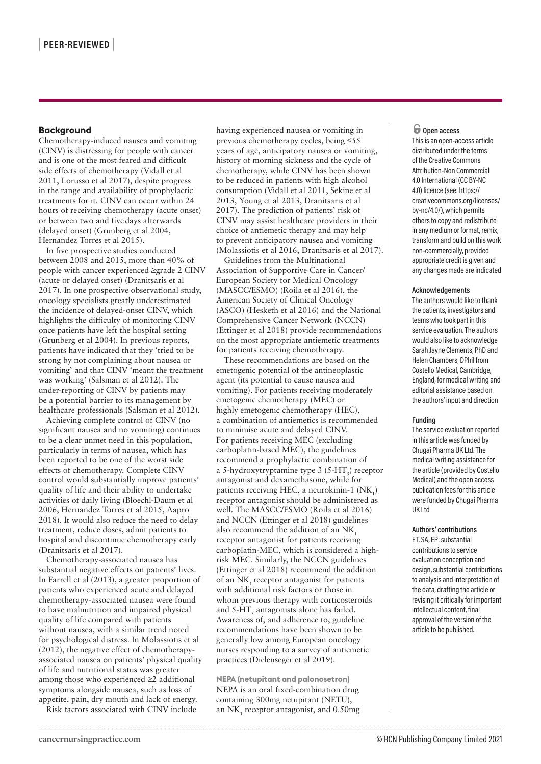## Background

Chemotherapy-induced nausea and vomiting (CINV) is distressing for people with cancer and is one of the most feared and difficult side effects of chemotherapy (Vidall et al 2011, Lorusso et al 2017), despite progress in the range and availability of prophylactic treatments for it. CINV can occur within 24 hours of receiving chemotherapy (acute onset) or between two and five days afterwards (delayed onset) (Grunberg et al 2004, Hernandez Torres et al 2015).

In five prospective studies conducted between 2008 and 2015, more than 40% of people with cancer experienced ≥grade 2 CINV (acute or delayed onset) (Dranitsaris et al 2017). In one prospective observational study, oncology specialists greatly underestimated the incidence of delayed-onset CINV, which highlights the difficulty of monitoring CINV once patients have left the hospital setting (Grunberg et al 2004). In previous reports, patients have indicated that they 'tried to be strong by not complaining about nausea or vomiting' and that CINV 'meant the treatment was working' (Salsman et al 2012). The under-reporting of CINV by patients may be a potential barrier to its management by healthcare professionals (Salsman et al 2012).

Achieving complete control of CINV (no significant nausea and no vomiting) continues to be a clear unmet need in this population, particularly in terms of nausea, which has been reported to be one of the worst side effects of chemotherapy. Complete CINV control would substantially improve patients' quality of life and their ability to undertake activities of daily living (Bloechl-Daum et al 2006, Hernandez Torres et al 2015, Aapro 2018). It would also reduce the need to delay treatment, reduce doses, admit patients to hospital and discontinue chemotherapy early (Dranitsaris et al 2017).

Chemotherapy-associated nausea has substantial negative effects on patients' lives. In Farrell et al (2013), a greater proportion of patients who experienced acute and delayed chemotherapy-associated nausea were found to have malnutrition and impaired physical quality of life compared with patients without nausea, with a similar trend noted for psychological distress. In Molassiotis et al (2012), the negative effect of chemotherapy-associated nausea on patients' physical quality of life and nutritional status was greater among those who experienced ≥2 additional symptoms alongside nausea, such as loss of appetite, pain, dry mouth and lack of energy.

Risk factors associated with CINV include having experienced nausea or vomiting in previous chemotherapy cycles, being ≤55 years of age, anticipatory nausea or vomiting, history of morning sickness and the cycle of chemotherapy, while CINV has been shown to be reduced in patients with high alcohol consumption (Vidall et al 2011, Sekine et al 2013, Young et al 2013, Dranitsaris et al 2017). The prediction of patients' risk of CINV may assist healthcare providers in their choice of antiemetic therapy and may help to prevent anticipatory nausea and vomiting (Molassiotis et al 2016, Dranitsaris et al 2017).

Guidelines from the Multinational Association of Supportive Care in Cancer/European Society for Medical Oncology (MASCC/ESMO) (Roila et al 2016), the American Society of Clinical Oncology (ASCO) (Hesketh et al 2016) and the National Comprehensive Cancer Network (NCCN) (Ettinger et al 2018) provide recommendations on the most appropriate antiemetic treatments for patients receiving chemotherapy.

These recommendations are based on the emetogenic potential of the antineoplastic agent (its potential to cause nausea and vomiting). For patients receiving moderately emetogenic chemotherapy (MEC) or highly emetogenic chemotherapy (HEC), a combination of antiemetics is recommended to minimise acute and delayed CINV. For patients receiving MEC (excluding carboplatin-based MEC), the guidelines recommend a prophylactic combination of a 5-hydroxytryptamine type 3 (5-$HT_3$) receptor antagonist and dexamethasone, while for patients receiving HEC, a neurokinin-1 ($NK_1$) receptor antagonist should be administered as well. The MASCC/ESMO (Roila et al 2016) and NCCN (Ettinger et al 2018) guidelines also recommend the addition of an $NK_1$ receptor antagonist for patients receiving carboplatin-MEC, which is considered a high-risk MEC. Similarly, the NCCN guidelines (Ettinger et al 2018) recommend the addition of an $NK_1$ receptor antagonist for patients with additional risk factors or those in whom previous therapy with corticosteroids and 5-$HT_3$ antagonists alone has failed. Awareness of, and adherence to, guideline recommendations have been shown to be generally low among European oncology nurses responding to a survey of antiemetic practices (Dielenseger et al 2019).

### NEPA (netupitant and palonosetron)

NEPA is an oral fixed-combination drug containing 300mg netupitant (NETU), an $NK_1$ receptor antagonist, and 0.50mg

**Open access**

This is an open-access article distributed under the terms of the Creative Commons Attribution-Non Commercial 4.0 International (CC BY-NC 4.0) licence (see: https://creativecommons.org/licenses/by-nc/4.0/), which permits others to copy and redistribute in any medium or format, remix, transform and build on this work non-commercially, provided appropriate credit is given and any changes made are indicated

**Acknowledgements**

The authors would like to thank the patients, investigators and teams who took part in this service evaluation. The authors would also like to acknowledge Sarah Jayne Clements, PhD and Helen Chambers, DPhil from Costello Medical, Cambridge, England, for medical writing and editorial assistance based on the authors' input and direction

**Funding**

The service evaluation reported in this article was funded by Chugai Pharma UK Ltd. The medical writing assistance for the article (provided by Costello Medical) and the open access publication fees for this article were funded by Chugai Pharma UK Ltd

**Authors' contributions**

ET, SA, EP: substantial contributions to service evaluation conception and design, substantial contributions to analysis and interpretation of the data, drafting the article or revising it critically for important intellectual content, final approval of the version of the article to be published.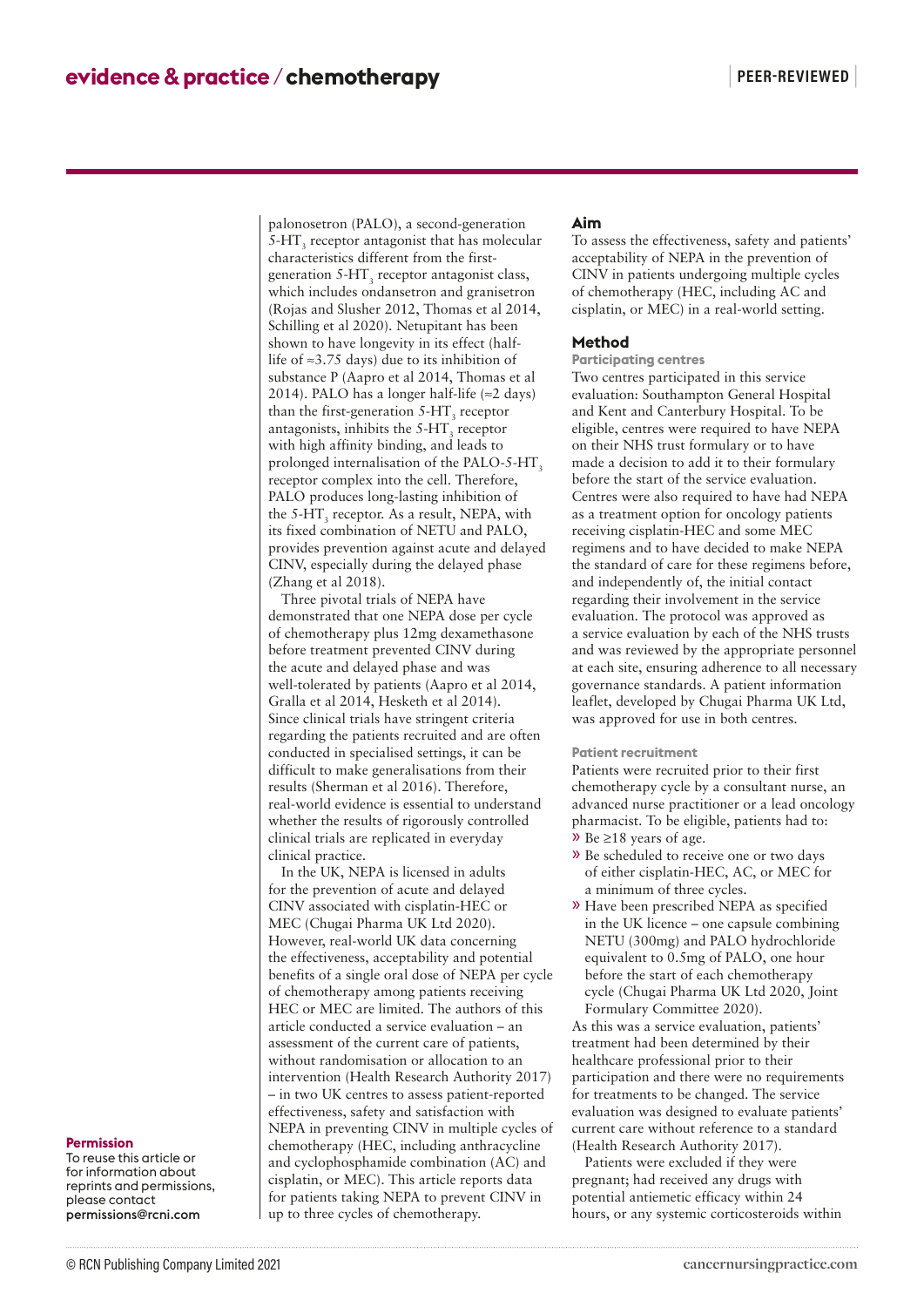palonosetron (PALO), a second-generation 5-$HT_3$ receptor antagonist that has molecular characteristics different from the first-generation 5-$HT_3$ receptor antagonist class, which includes ondansetron and granisetron (Rojas and Slusher 2012, Thomas et al 2014, Schilling et al 2020). Netupitant has been shown to have longevity in its effect (half-life of ≈3.75 days) due to its inhibition of substance P (Aapro et al 2014, Thomas et al 2014). PALO has a longer half-life (≈2 days) than the first-generation 5-$HT_3$ receptor antagonists, inhibits the 5-$HT_3$ receptor with high affinity binding, and leads to prolonged internalisation of the PALO-5-$HT_3$ receptor complex into the cell. Therefore, PALO produces long-lasting inhibition of the 5-$HT_3$ receptor. As a result, NEPA, with its fixed combination of NETU and PALO, provides prevention against acute and delayed CINV, especially during the delayed phase (Zhang et al 2018).

Three pivotal trials of NEPA have demonstrated that one NEPA dose per cycle of chemotherapy plus 12mg dexamethasone before treatment prevented CINV during the acute and delayed phase and was well-tolerated by patients (Aapro et al 2014, Gralla et al 2014, Hesketh et al 2014). Since clinical trials have stringent criteria regarding the patients recruited and are often conducted in specialised settings, it can be difficult to make generalisations from their results (Sherman et al 2016). Therefore, real-world evidence is essential to understand whether the results of rigorously controlled clinical trials are replicated in everyday clinical practice.

In the UK, NEPA is licensed in adults for the prevention of acute and delayed CINV associated with cisplatin-HEC or MEC (Chugai Pharma UK Ltd 2020). However, real-world UK data concerning the effectiveness, acceptability and potential benefits of a single oral dose of NEPA per cycle of chemotherapy among patients receiving HEC or MEC are limited. The authors of this article conducted a service evaluation – an assessment of the current care of patients, without randomisation or allocation to an intervention (Health Research Authority 2017) – in two UK centres to assess patient-reported effectiveness, safety and satisfaction with NEPA in preventing CINV in multiple cycles of chemotherapy (HEC, including anthracycline and cyclophosphamide combination (AC) and cisplatin, or MEC). This article reports data for patients taking NEPA to prevent CINV in up to three cycles of chemotherapy.

**Permission**
To reuse this article or for information about reprints and permissions, please contact permissions@rcni.com

## Aim

To assess the effectiveness, safety and patients' acceptability of NEPA in the prevention of CINV in patients undergoing multiple cycles of chemotherapy (HEC, including AC and cisplatin, or MEC) in a real-world setting.

## Method

### Participating centres

Two centres participated in this service evaluation: Southampton General Hospital and Kent and Canterbury Hospital. To be eligible, centres were required to have NEPA on their NHS trust formulary or to have made a decision to add it to their formulary before the start of the service evaluation. Centres were also required to have had NEPA as a treatment option for oncology patients receiving cisplatin-HEC and some MEC regimens and to have decided to make NEPA the standard of care for these regimens before, and independently of, the initial contact regarding their involvement in the service evaluation. The protocol was approved as a service evaluation by each of the NHS trusts and was reviewed by the appropriate personnel at each site, ensuring adherence to all necessary governance standards. A patient information leaflet, developed by Chugai Pharma UK Ltd, was approved for use in both centres.

### Patient recruitment

Patients were recruited prior to their first chemotherapy cycle by a consultant nurse, an advanced nurse practitioner or a lead oncology pharmacist. To be eligible, patients had to:

- Be ≥18 years of age.
- Be scheduled to receive one or two days of either cisplatin-HEC, AC, or MEC for a minimum of three cycles.
- Have been prescribed NEPA as specified in the UK licence – one capsule combining NETU (300mg) and PALO hydrochloride equivalent to 0.5mg of PALO, one hour before the start of each chemotherapy cycle (Chugai Pharma UK Ltd 2020, Joint Formulary Committee 2020).

As this was a service evaluation, patients' treatment had been determined by their healthcare professional prior to their participation and there were no requirements for treatments to be changed. The service evaluation was designed to evaluate patients' current care without reference to a standard (Health Research Authority 2017).

Patients were excluded if they were pregnant; had received any drugs with potential antiemetic efficacy within 24 hours, or any systemic corticosteroids within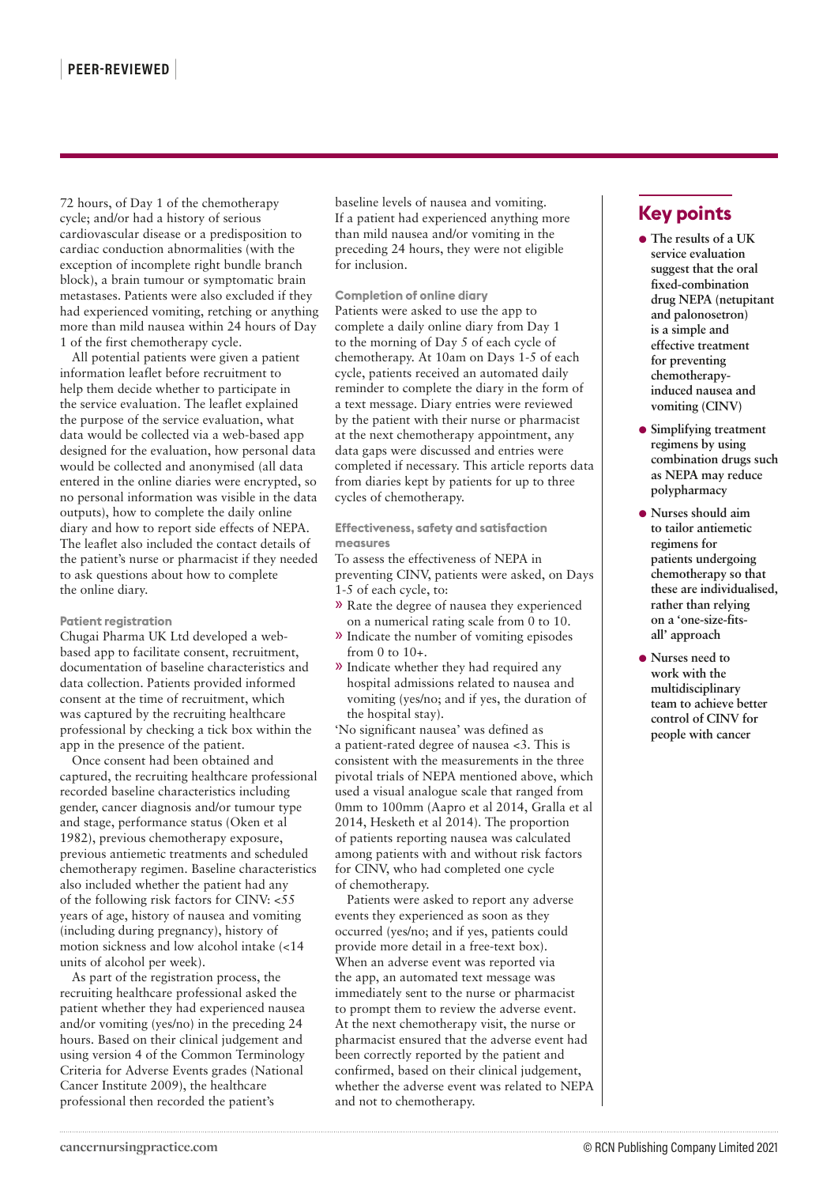72 hours, of Day 1 of the chemotherapy cycle; and/or had a history of serious cardiovascular disease or a predisposition to cardiac conduction abnormalities (with the exception of incomplete right bundle branch block), a brain tumour or symptomatic brain metastases. Patients were also excluded if they had experienced vomiting, retching or anything more than mild nausea within 24 hours of Day 1 of the first chemotherapy cycle.

All potential patients were given a patient information leaflet before recruitment to help them decide whether to participate in the service evaluation. The leaflet explained the purpose of the service evaluation, what data would be collected via a web-based app designed for the evaluation, how personal data would be collected and anonymised (all data entered in the online diaries were encrypted, so no personal information was visible in the data outputs), how to complete the daily online diary and how to report side effects of NEPA. The leaflet also included the contact details of the patient's nurse or pharmacist if they needed to ask questions about how to complete the online diary.

#### Patient registration

Chugai Pharma UK Ltd developed a web-based app to facilitate consent, recruitment, documentation of baseline characteristics and data collection. Patients provided informed consent at the time of recruitment, which was captured by the recruiting healthcare professional by checking a tick box within the app in the presence of the patient.

Once consent had been obtained and captured, the recruiting healthcare professional recorded baseline characteristics including gender, cancer diagnosis and/or tumour type and stage, performance status (Oken et al 1982), previous chemotherapy exposure, previous antiemetic treatments and scheduled chemotherapy regimen. Baseline characteristics also included whether the patient had any of the following risk factors for CINV: <55 years of age, history of nausea and vomiting (including during pregnancy), history of motion sickness and low alcohol intake (<14 units of alcohol per week).

As part of the registration process, the recruiting healthcare professional asked the patient whether they had experienced nausea and/or vomiting (yes/no) in the preceding 24 hours. Based on their clinical judgement and using version 4 of the Common Terminology Criteria for Adverse Events grades (National Cancer Institute 2009), the healthcare professional then recorded the patient's baseline levels of nausea and vomiting. If a patient had experienced anything more than mild nausea and/or vomiting in the preceding 24 hours, they were not eligible for inclusion.

#### Completion of online diary

Patients were asked to use the app to complete a daily online diary from Day 1 to the morning of Day 5 of each cycle of chemotherapy. At 10am on Days 1-5 of each cycle, patients received an automated daily reminder to complete the diary in the form of a text message. Diary entries were reviewed by the patient with their nurse or pharmacist at the next chemotherapy appointment, any data gaps were discussed and entries were completed if necessary. This article reports data from diaries kept by patients for up to three cycles of chemotherapy.

#### Effectiveness, safety and satisfaction measures

To assess the effectiveness of NEPA in preventing CINV, patients were asked, on Days 1-5 of each cycle, to:

- Rate the degree of nausea they experienced on a numerical rating scale from 0 to 10.
- Indicate the number of vomiting episodes from 0 to 10+.
- Indicate whether they had required any hospital admissions related to nausea and vomiting (yes/no; and if yes, the duration of the hospital stay).

'No significant nausea' was defined as a patient-rated degree of nausea <3. This is consistent with the measurements in the three pivotal trials of NEPA mentioned above, which used a visual analogue scale that ranged from 0mm to 100mm (Aapro et al 2014, Gralla et al 2014, Hesketh et al 2014). The proportion of patients reporting nausea was calculated among patients with and without risk factors for CINV, who had completed one cycle of chemotherapy.

Patients were asked to report any adverse events they experienced as soon as they occurred (yes/no; and if yes, patients could provide more detail in a free-text box). When an adverse event was reported via the app, an automated text message was immediately sent to the nurse or pharmacist to prompt them to review the adverse event. At the next chemotherapy visit, the nurse or pharmacist ensured that the adverse event had been correctly reported by the patient and confirmed, based on their clinical judgement, whether the adverse event was related to NEPA and not to chemotherapy.

## Key points

- **The results of a UK service evaluation suggest that the oral fixed-combination drug NEPA (netupitant and palonosetron) is a simple and effective treatment for preventing chemotherapy-induced nausea and vomiting (CINV)**
- **Simplifying treatment regimens by using combination drugs such as NEPA may reduce polypharmacy**
- **Nurses should aim to tailor antiemetic regimens for patients undergoing chemotherapy so that these are individualised, rather than relying on a 'one-size-fits-all' approach**
- **Nurses need to work with the multidisciplinary team to achieve better control of CINV for people with cancer**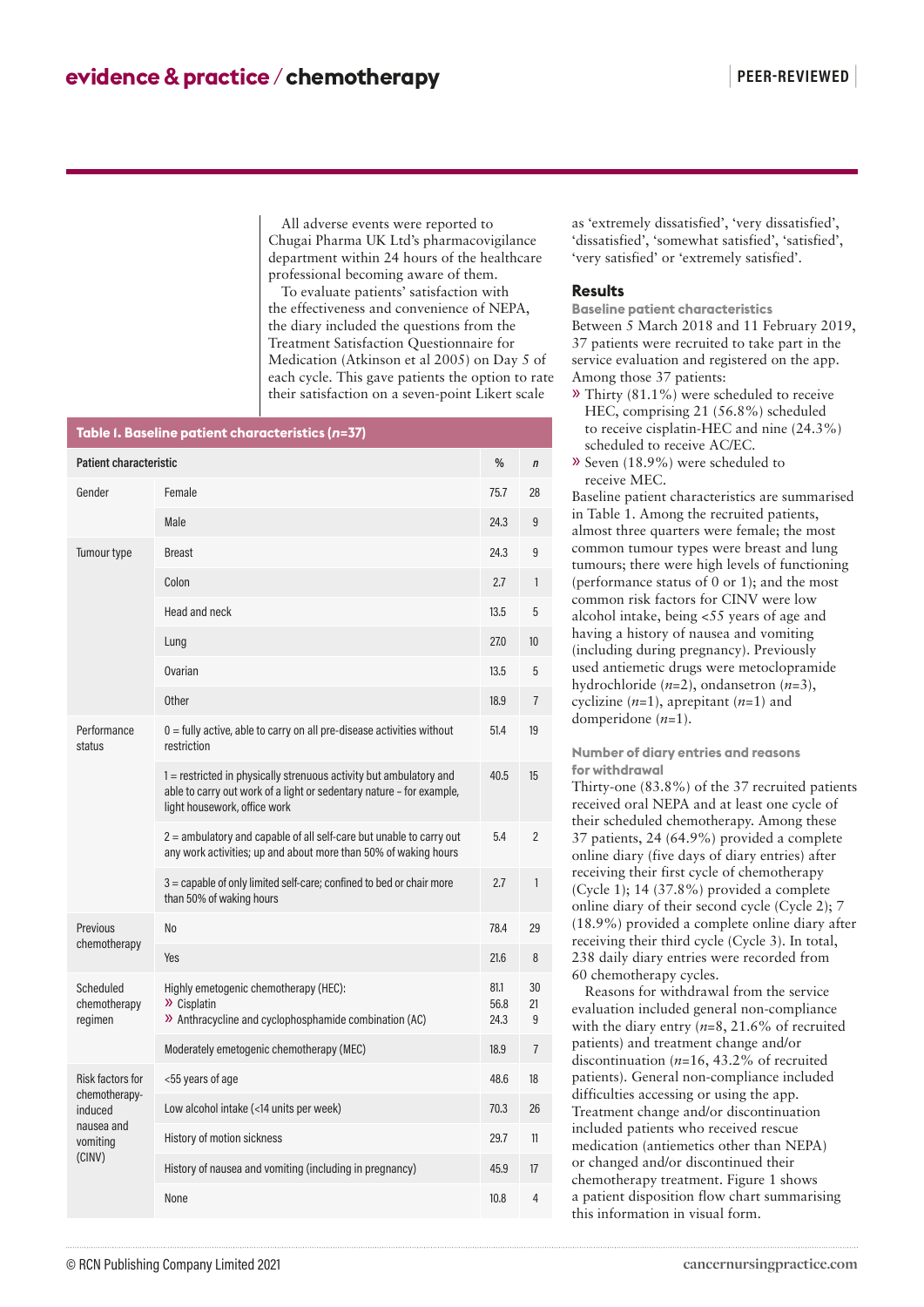All adverse events were reported to Chugai Pharma UK Ltd's pharmacovigilance department within 24 hours of the healthcare professional becoming aware of them.

To evaluate patients' satisfaction with the effectiveness and convenience of NEPA, the diary included the questions from the Treatment Satisfaction Questionnaire for Medication (Atkinson et al 2005) on Day 5 of each cycle. This gave patients the option to rate their satisfaction on a seven-point Likert scale as 'extremely dissatisfied', 'very dissatisfied', 'dissatisfied', 'somewhat satisfied', 'satisfied', 'very satisfied' or 'extremely satisfied'.

**Table 1. Baseline patient characteristics (*n*=37)**

| Patient characteristic | | % | *n* |
|---|---|---|---|
| Gender | Female | 75.7 | 28 |
| | Male | 24.3 | 9 |
| Tumour type | Breast | 24.3 | 9 |
| | Colon | 2.7 | 1 |
| | Head and neck | 13.5 | 5 |
| | Lung | 27.0 | 10 |
| | Ovarian | 13.5 | 5 |
| | Other | 18.9 | 7 |
| Performance status | 0 = fully active, able to carry on all pre-disease activities without restriction | 51.4 | 19 |
| | 1 = restricted in physically strenuous activity but ambulatory and able to carry out work of a light or sedentary nature – for example, light housework, office work | 40.5 | 15 |
| | 2 = ambulatory and capable of all self-care but unable to carry out any work activities; up and about more than 50% of waking hours | 5.4 | 2 |
| | 3 = capable of only limited self-care; confined to bed or chair more than 50% of waking hours | 2.7 | 1 |
| Previous chemotherapy | No | 78.4 | 29 |
| | Yes | 21.6 | 8 |
| Scheduled chemotherapy regimen | Highly emetogenic chemotherapy (HEC): | 81.1 | 30 |
| | » Cisplatin | 56.8 | 21 |
| | » Anthracycline and cyclophosphamide combination (AC) | 24.3 | 9 |
| | Moderately emetogenic chemotherapy (MEC) | 18.9 | 7 |
| Risk factors for chemotherapy-induced nausea and vomiting (CINV) | <55 years of age | 48.6 | 18 |
| | Low alcohol intake (<14 units per week) | 70.3 | 26 |
| | History of motion sickness | 29.7 | 11 |
| | History of nausea and vomiting (including in pregnancy) | 45.9 | 17 |
| | None | 10.8 | 4 |

## Results

### Baseline patient characteristics

Between 5 March 2018 and 11 February 2019, 37 patients were recruited to take part in the service evaluation and registered on the app. Among those 37 patients:

- » Thirty (81.1%) were scheduled to receive HEC, comprising 21 (56.8%) scheduled to receive cisplatin-HEC and nine (24.3%) scheduled to receive AC/EC.
- » Seven (18.9%) were scheduled to receive MEC.

Baseline patient characteristics are summarised in Table 1. Among the recruited patients, almost three quarters were female; the most common tumour types were breast and lung tumours; there were high levels of functioning (performance status of 0 or 1); and the most common risk factors for CINV were low alcohol intake, being <55 years of age and having a history of nausea and vomiting (including during pregnancy). Previously used antiemetic drugs were metoclopramide hydrochloride (*n*=2), ondansetron (*n*=3), cyclizine (*n*=1), aprepitant (*n*=1) and domperidone (*n*=1).

### Number of diary entries and reasons for withdrawal

Thirty-one (83.8%) of the 37 recruited patients received oral NEPA and at least one cycle of their scheduled chemotherapy. Among these 37 patients, 24 (64.9%) provided a complete online diary (five days of diary entries) after receiving their first cycle of chemotherapy (Cycle 1); 14 (37.8%) provided a complete online diary of their second cycle (Cycle 2); 7 (18.9%) provided a complete online diary after receiving their third cycle (Cycle 3). In total, 238 daily diary entries were recorded from 60 chemotherapy cycles.

Reasons for withdrawal from the service evaluation included general non-compliance with the diary entry (*n*=8, 21.6% of recruited patients) and treatment change and/or discontinuation (*n*=16, 43.2% of recruited patients). General non-compliance included difficulties accessing or using the app. Treatment change and/or discontinuation included patients who received rescue medication (antiemetics other than NEPA) or changed and/or discontinued their chemotherapy treatment. Figure 1 shows a patient disposition flow chart summarising this information in visual form.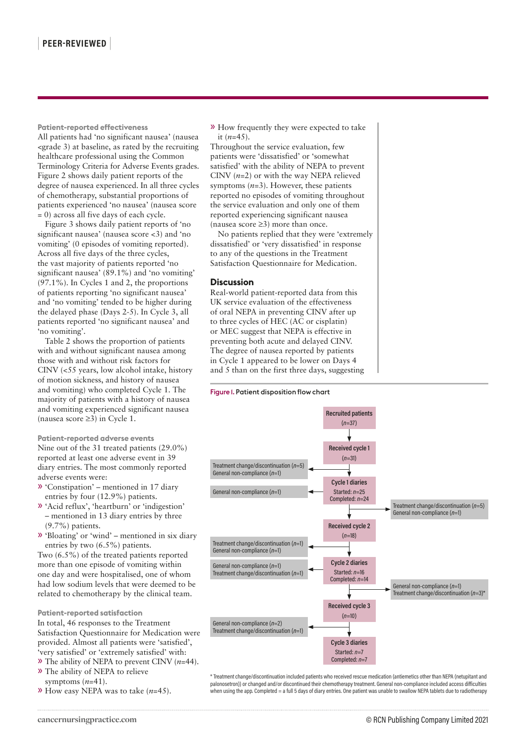### Patient-reported effectiveness

All patients had 'no significant nausea' (nausea <grade 3) at baseline, as rated by the recruiting healthcare professional using the Common Terminology Criteria for Adverse Events grades. Figure 2 shows daily patient reports of the degree of nausea experienced. In all three cycles of chemotherapy, substantial proportions of patients experienced 'no nausea' (nausea score = 0) across all five days of each cycle.

Figure 3 shows daily patient reports of 'no significant nausea' (nausea score <3) and 'no vomiting' (0 episodes of vomiting reported). Across all five days of the three cycles, the vast majority of patients reported 'no significant nausea' (89.1%) and 'no vomiting' (97.1%). In Cycles 1 and 2, the proportions of patients reporting 'no significant nausea' and 'no vomiting' tended to be higher during the delayed phase (Days 2-5). In Cycle 3, all patients reported 'no significant nausea' and 'no vomiting'.

Table 2 shows the proportion of patients with and without significant nausea among those with and without risk factors for CINV (<55 years, low alcohol intake, history of motion sickness, and history of nausea and vomiting) who completed Cycle 1. The majority of patients with a history of nausea and vomiting experienced significant nausea (nausea score ≥3) in Cycle 1.

### Patient-reported adverse events

Nine out of the 31 treated patients (29.0%) reported at least one adverse event in 39 diary entries. The most commonly reported adverse events were:

- 'Constipation' – mentioned in 17 diary entries by four (12.9%) patients.
- 'Acid reflux', 'heartburn' or 'indigestion' – mentioned in 13 diary entries by three (9.7%) patients.
- 'Bloating' or 'wind' – mentioned in six diary entries by two (6.5%) patients.

Two (6.5%) of the treated patients reported more than one episode of vomiting within one day and were hospitalised, one of whom had low sodium levels that were deemed to be related to chemotherapy by the clinical team.

### Patient-reported satisfaction

In total, 46 responses to the Treatment Satisfaction Questionnaire for Medication were provided. Almost all patients were 'satisfied', 'very satisfied' or 'extremely satisfied' with:

- The ability of NEPA to prevent CINV (*n*=44).
- The ability of NEPA to relieve symptoms (*n*=41).
- How easy NEPA was to take (*n*=45).
- How frequently they were expected to take it (*n*=45).

Throughout the service evaluation, few patients were 'dissatisfied' or 'somewhat satisfied' with the ability of NEPA to prevent CINV (*n*=2) or with the way NEPA relieved symptoms (*n*=3). However, these patients reported no episodes of vomiting throughout the service evaluation and only one of them reported experiencing significant nausea (nausea score ≥3) more than once.

No patients replied that they were 'extremely dissatisfied' or 'very dissatisfied' in response to any of the questions in the Treatment Satisfaction Questionnaire for Medication.

## Discussion

Real-world patient-reported data from this UK service evaluation of the effectiveness of oral NEPA in preventing CINV after up to three cycles of HEC (AC or cisplatin) or MEC suggest that NEPA is effective in preventing both acute and delayed CINV. The degree of nausea reported by patients in Cycle 1 appeared to be lower on Days 4 and 5 than on the first three days, suggesting

**Figure 1. Patient disposition flow chart**

- Recruited patients (*n*=37)
- Received cycle 1 (*n*=31)
  - Treatment change/discontinuation (*n*=5); General non-compliance (*n*=1)
- Cycle 1 diaries – Started: *n*=25; Completed: *n*=24
  - General non-compliance (*n*=1)
  - Treatment change/discontinuation (*n*=5); General non-compliance (*n*=1)
- Received cycle 2 (*n*=18)
  - Treatment change/discontinuation (*n*=1); General non-compliance (*n*=1)
- Cycle 2 diaries – Started: *n*=16; Completed: *n*=14
  - General non-compliance (*n*=1); Treatment change/discontinuation (*n*=1)
  - General non-compliance (*n*=1); Treatment change/discontinuation (*n*=3)*
- Received cycle 3 (*n*=10)
  - General non-compliance (*n*=2); Treatment change/discontinuation (*n*=1)
- Cycle 3 diaries – Started: *n*=7; Completed: *n*=7

\* Treatment change/discontinuation included patients who received rescue medication (antiemetics other than NEPA (netupitant and palonosetron)) or changed and/or discontinued their chemotherapy treatment. General non-compliance included access difficulties when using the app. Completed = a full 5 days of diary entries. One patient was unable to swallow NEPA tablets due to radiotherapy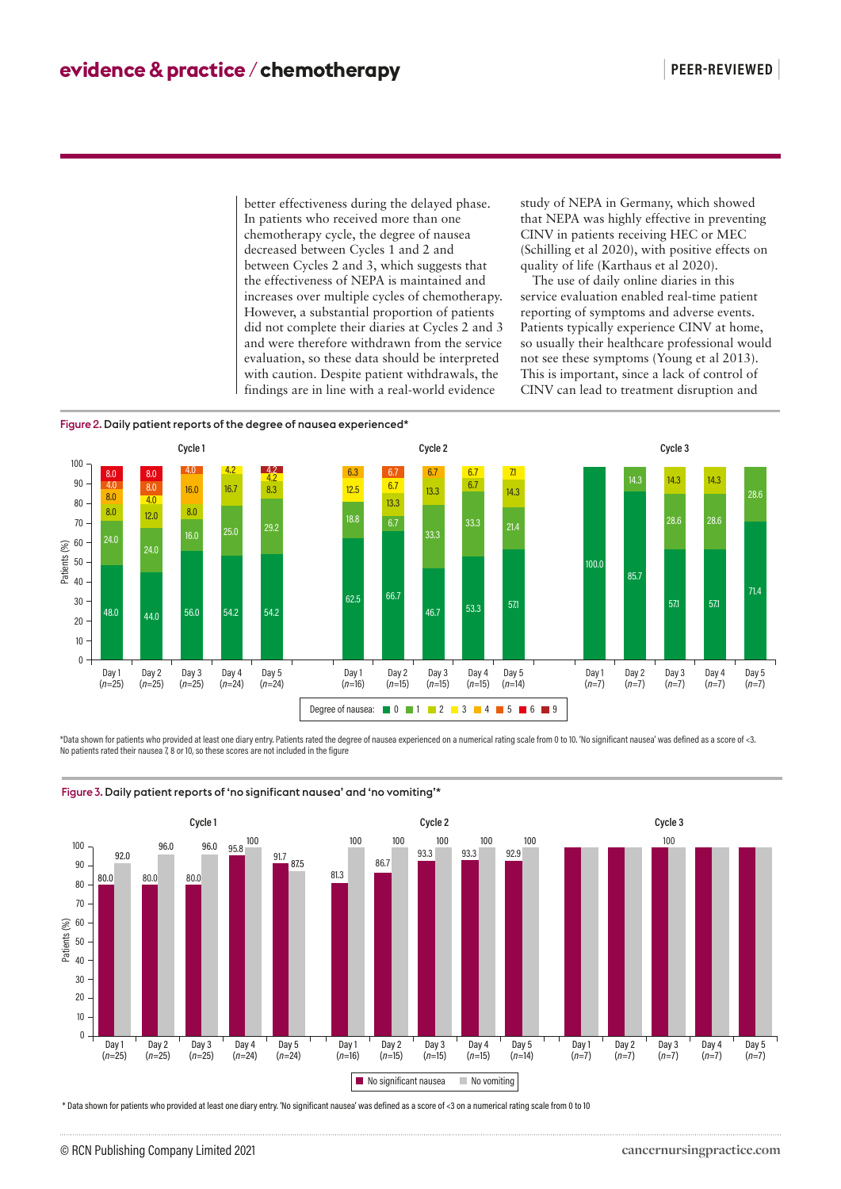better effectiveness during the delayed phase. In patients who received more than one chemotherapy cycle, the degree of nausea decreased between Cycles 1 and 2 and between Cycles 2 and 3, which suggests that the effectiveness of NEPA is maintained and increases over multiple cycles of chemotherapy. However, a substantial proportion of patients did not complete their diaries at Cycles 2 and 3 and were therefore withdrawn from the service evaluation, so these data should be interpreted with caution. Despite patient withdrawals, the findings are in line with a real-world evidence study of NEPA in Germany, which showed that NEPA was highly effective in preventing CINV in patients receiving HEC or MEC (Schilling et al 2020), with positive effects on quality of life (Karthaus et al 2020).

The use of daily online diaries in this service evaluation enabled real-time patient reporting of symptoms and adverse events. Patients typically experience CINV at home, so usually their healthcare professional would not see these symptoms (Young et al 2013). This is important, since a lack of control of CINV can lead to treatment disruption and

**Figure 2.** Daily patient reports of the degree of nausea experienced*

*Data shown for patients who provided at least one diary entry. Patients rated the degree of nausea experienced on a numerical rating scale from 0 to 10. 'No significant nausea' was defined as a score of <3. No patients rated their nausea 7, 8 or 10, so these scores are not included in the figure

**Figure 3.** Daily patient reports of 'no significant nausea' and 'no vomiting'*

* Data shown for patients who provided at least one diary entry. 'No significant nausea' was defined as a score of <3 on a numerical rating scale from 0 to 10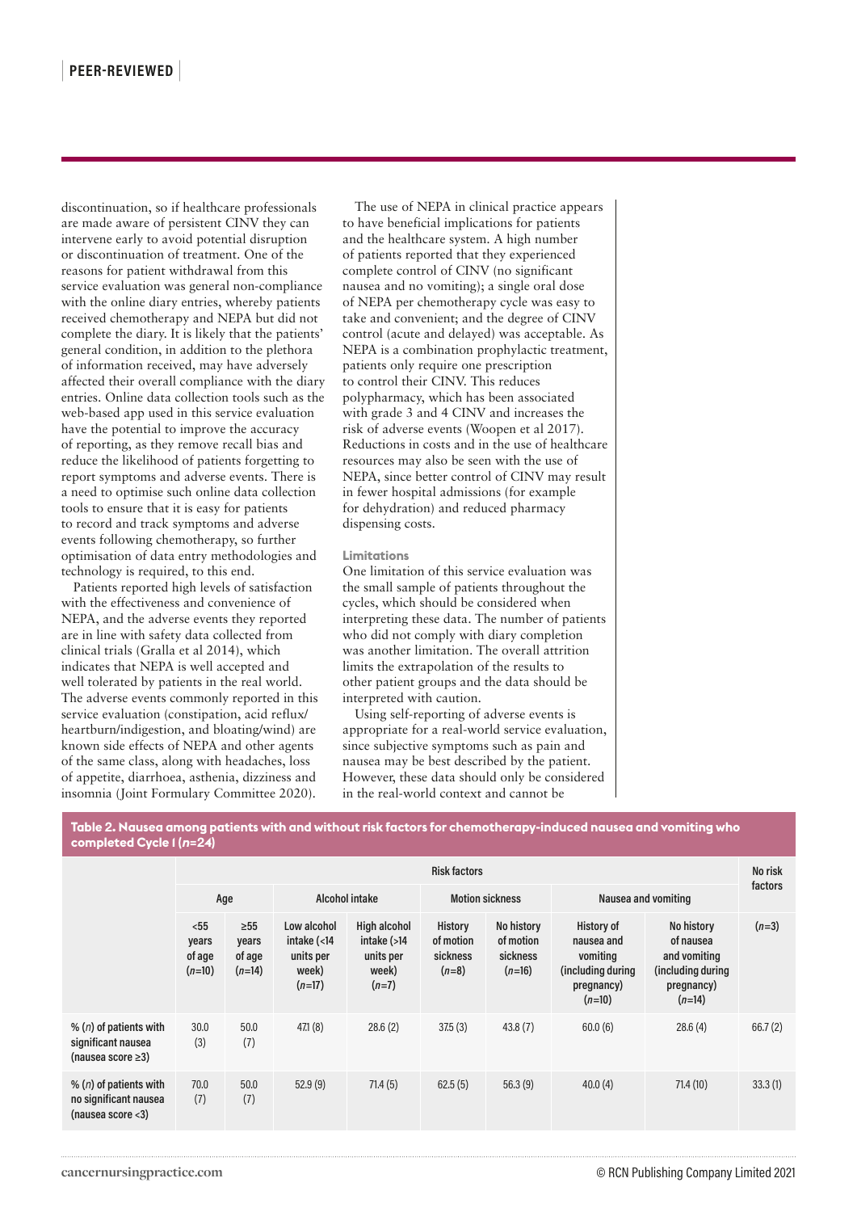discontinuation, so if healthcare professionals are made aware of persistent CINV they can intervene early to avoid potential disruption or discontinuation of treatment. One of the reasons for patient withdrawal from this service evaluation was general non-compliance with the online diary entries, whereby patients received chemotherapy and NEPA but did not complete the diary. It is likely that the patients' general condition, in addition to the plethora of information received, may have adversely affected their overall compliance with the diary entries. Online data collection tools such as the web-based app used in this service evaluation have the potential to improve the accuracy of reporting, as they remove recall bias and reduce the likelihood of patients forgetting to report symptoms and adverse events. There is a need to optimise such online data collection tools to ensure that it is easy for patients to record and track symptoms and adverse events following chemotherapy, so further optimisation of data entry methodologies and technology is required, to this end.

Patients reported high levels of satisfaction with the effectiveness and convenience of NEPA, and the adverse events they reported are in line with safety data collected from clinical trials (Gralla et al 2014), which indicates that NEPA is well accepted and well tolerated by patients in the real world. The adverse events commonly reported in this service evaluation (constipation, acid reflux/heartburn/indigestion, and bloating/wind) are known side effects of NEPA and other agents of the same class, along with headaches, loss of appetite, diarrhoea, asthenia, dizziness and insomnia (Joint Formulary Committee 2020).

The use of NEPA in clinical practice appears to have beneficial implications for patients and the healthcare system. A high number of patients reported that they experienced complete control of CINV (no significant nausea and no vomiting); a single oral dose of NEPA per chemotherapy cycle was easy to take and convenient; and the degree of CINV control (acute and delayed) was acceptable. As NEPA is a combination prophylactic treatment, patients only require one prescription to control their CINV. This reduces polypharmacy, which has been associated with grade 3 and 4 CINV and increases the risk of adverse events (Woopen et al 2017). Reductions in costs and in the use of healthcare resources may also be seen with the use of NEPA, since better control of CINV may result in fewer hospital admissions (for example for dehydration) and reduced pharmacy dispensing costs.

#### Limitations

One limitation of this service evaluation was the small sample of patients throughout the cycles, which should be considered when interpreting these data. The number of patients who did not comply with diary completion was another limitation. The overall attrition limits the extrapolation of the results to other patient groups and the data should be interpreted with caution.

Using self-reporting of adverse events is appropriate for a real-world service evaluation, since subjective symptoms such as pain and nausea may be best described by the patient. However, these data should only be considered in the real-world context and cannot be

**Table 2. Nausea among patients with and without risk factors for chemotherapy-induced nausea and vomiting who completed Cycle 1 (*n*=24)**

| | Risk factors | | | | | | | | No risk factors |
|---|---|---|---|---|---|---|---|---|---|
| | Age | | Alcohol intake | | Motion sickness | | Nausea and vomiting | | |
| | <55 years of age (*n*=10) | ≥55 years of age (*n*=14) | Low alcohol intake (<14 units per week) (*n*=17) | High alcohol intake (>14 units per week) (*n*=7) | History of motion sickness (*n*=8) | No history of motion sickness (*n*=16) | History of nausea and vomiting (including during pregnancy) (*n*=10) | No history of nausea and vomiting (including during pregnancy) (*n*=14) | (*n*=3) |
| % (*n*) of patients with significant nausea (nausea score ≥3) | 30.0 (3) | 50.0 (7) | 47.1 (8) | 28.6 (2) | 37.5 (3) | 43.8 (7) | 60.0 (6) | 28.6 (4) | 66.7 (2) |
| % (*n*) of patients with no significant nausea (nausea score <3) | 70.0 (7) | 50.0 (7) | 52.9 (9) | 71.4 (5) | 62.5 (5) | 56.3 (9) | 40.0 (4) | 71.4 (10) | 33.3 (1) |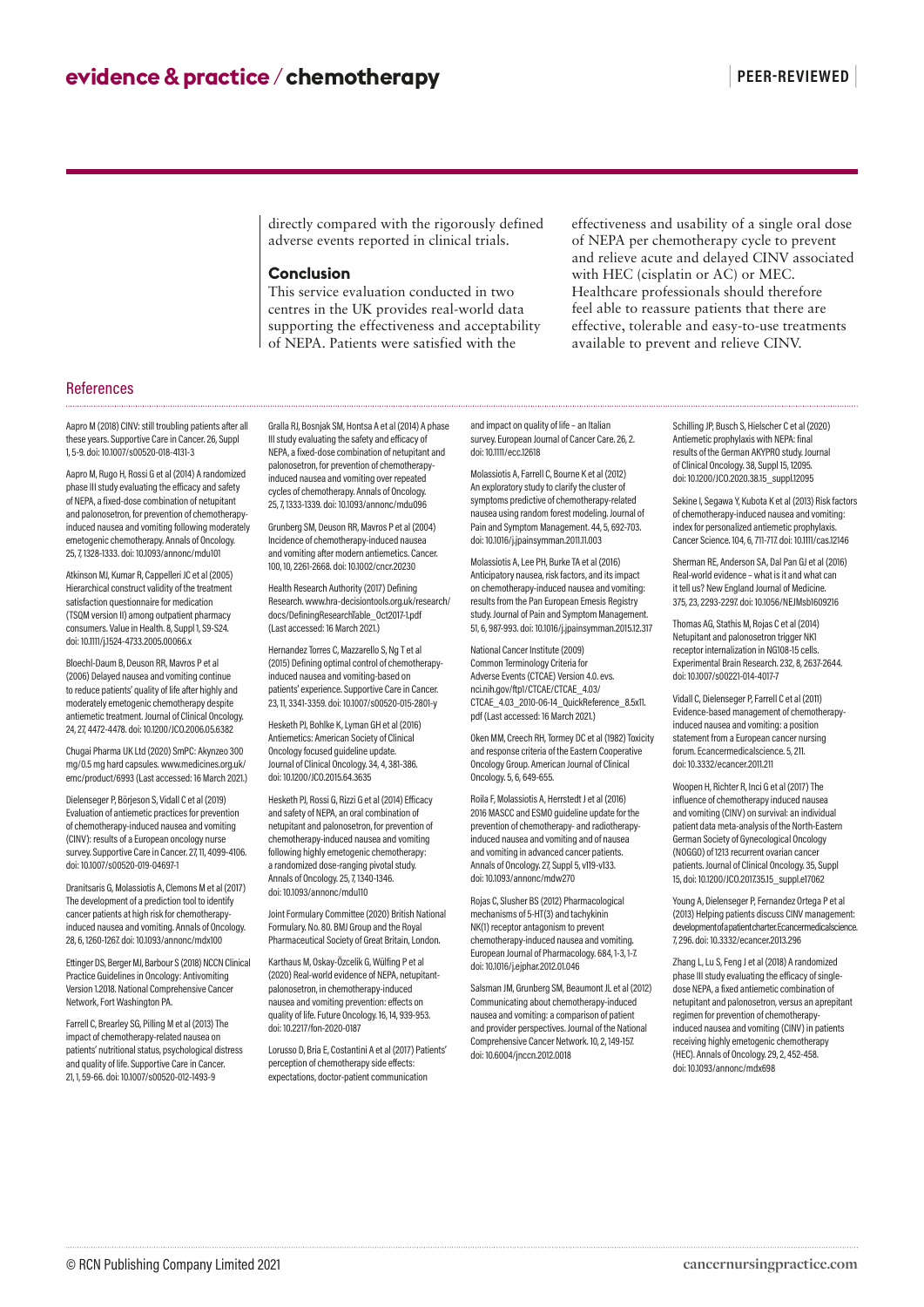directly compared with the rigorously defined adverse events reported in clinical trials.

## Conclusion

This service evaluation conducted in two centres in the UK provides real-world data supporting the effectiveness and acceptability of NEPA. Patients were satisfied with the effectiveness and usability of a single oral dose of NEPA per chemotherapy cycle to prevent and relieve acute and delayed CINV associated with HEC (cisplatin or AC) or MEC. Healthcare professionals should therefore feel able to reassure patients that there are effective, tolerable and easy-to-use treatments available to prevent and relieve CINV.

## References

Aapro M (2018) CINV: still troubling patients after all these years. Supportive Care in Cancer. 26, Suppl 1, 5-9. doi: 10.1007/s00520-018-4131-3

Aapro M, Rugo H, Rossi G et al (2014) A randomized phase III study evaluating the efficacy and safety of NEPA, a fixed-dose combination of netupitant and palonosetron, for prevention of chemotherapy-induced nausea and vomiting following moderately emetogenic chemotherapy. Annals of Oncology. 25, 7, 1328-1333. doi: 10.1093/annonc/mdu101

Atkinson MJ, Kumar R, Cappelleri JC et al (2005) Hierarchical construct validity of the treatment satisfaction questionnaire for medication (TSQM version II) among outpatient pharmacy consumers. Value in Health. 8, Suppl 1, S9-S24. doi: 10.1111/j.1524-4733.2005.00066.x

Bloechl-Daum B, Deuson RR, Mavros P et al (2006) Delayed nausea and vomiting continue to reduce patients' quality of life after highly and moderately emetogenic chemotherapy despite antiemetic treatment. Journal of Clinical Oncology. 24, 27, 4472-4478. doi: 10.1200/JCO.2006.05.6382

Chugai Pharma UK Ltd (2020) SmPC: Akynzeo 300 mg/0.5 mg hard capsules. www.medicines.org.uk/emc/product/6993 (Last accessed: 16 March 2021.)

Dielenseger P, Börjeson S, Vidall C et al (2019) Evaluation of antiemetic practices for prevention of chemotherapy-induced nausea and vomiting (CINV): results of a European oncology nurse survey. Supportive Care in Cancer. 27, 11, 4099-4106. doi: 10.1007/s00520-019-04697-1

Dranitsaris G, Molassiotis A, Clemons M et al (2017) The development of a prediction tool to identify cancer patients at high risk for chemotherapy-induced nausea and vomiting. Annals of Oncology. 28, 6, 1260-1267. doi: 10.1093/annonc/mdx100

Ettinger DS, Berger MJ, Barbour S (2018) NCCN Clinical Practice Guidelines in Oncology: Antivomiting Version 1.2018. National Comprehensive Cancer Network, Fort Washington PA.

Farrell C, Brearley SG, Pilling M et al (2013) The impact of chemotherapy-related nausea on patients' nutritional status, psychological distress and quality of life. Supportive Care in Cancer. 21, 1, 59-66. doi: 10.1007/s00520-012-1493-9

Gralla RJ, Bosnjak SM, Hontsa A et al (2014) A phase III study evaluating the safety and efficacy of NEPA, a fixed-dose combination of netupitant and palonosetron, for prevention of chemotherapy-induced nausea and vomiting over repeated cycles of chemotherapy. Annals of Oncology. 25, 7, 1333-1339. doi: 10.1093/annonc/mdu096

Grunberg SM, Deuson RR, Mavros P et al (2004) Incidence of chemotherapy-induced nausea and emesis after modern antiemetics. Cancer. 100, 10, 2261-2668. doi: 10.1002/cncr.20230

Health Research Authority (2017) Defining Research. www.hra-decisiontools.org.uk/research/docs/DefiningResearchTable_Oct2017-1.pdf (Last accessed: 16 March 2021.)

Hernandez Torres C, Mazzarello S, Ng T et al (2015) Defining optimal control of chemotherapy-induced nausea and vomiting-based on patients' experience. Supportive Care in Cancer. 23, 11, 3341-3359. doi: 10.1007/s00520-015-2801-y

Hesketh PJ, Bohlke K, Lyman GH et al (2016) Antiemetics: American Society of Clinical Oncology focused guideline update. Journal of Clinical Oncology. 34, 4, 381-386. doi: 10.1200/JCO.2015.64.3635

Hesketh PJ, Rossi G, Rizzi G et al (2014) Efficacy and safety of NEPA, an oral combination of netupitant and palonosetron, for prevention of chemotherapy-induced nausea and vomiting following highly emetogenic chemotherapy: a randomized dose-ranging pivotal study. Annals of Oncology. 25, 7, 1340-1346. doi: 10.1093/annonc/mdu110

Joint Formulary Committee (2020) British National Formulary. No. 80. BMJ Group and the Royal Pharmaceutical Society of Great Britain, London.

Karthaus M, Oskay-Özcelik G, Wülfing P et al (2020) Real-world evidence of NEPA, netupitant-palonosetron, in chemotherapy-induced nausea and vomiting prevention: effects on quality of life. Future Oncology. 16, 14, 939-953. doi: 10.2217/fon-2020-0187

Lorusso D, Bria E, Costantini A et al (2017) Patients' perception of chemotherapy side effects: expectations, doctor-patient communication and impact on quality of life – an Italian survey. European Journal of Cancer Care. 26, 2. doi: 10.1111/ecc.12618

Molassiotis A, Farrell C, Bourne K et al (2012) An exploratory study to clarify the cluster of symptoms predictive of chemotherapy-related nausea using random forest modeling. Journal of Pain and Symptom Management. 44, 5, 692-703. doi: 10.1016/j.jpainsymman.2011.11.003

Molassiotis A, Lee PH, Burke TA et al (2016) Anticipatory nausea, risk factors, and its impact on chemotherapy-induced nausea and vomiting: results from the Pan European Emesis Registry study. Journal of Pain and Symptom Management. 51, 6, 987-993. doi: 10.1016/j.jpainsymman.2015.12.317

National Cancer Institute (2009) Common Terminology Criteria for Adverse Events (CTCAE) Version 4.0. evs.nci.nih.gov/ftp1/CTCAE/CTCAE_4.03/CTCAE_4.03_2010-06-14_QuickReference_8.5x11.pdf (Last accessed: 16 March 2021.)

Oken MM, Creech RH, Tormey DC et al (1982) Toxicity and response criteria of the Eastern Cooperative Oncology Group. American Journal of Clinical Oncology. 5, 6, 649-655.

Roila F, Molassiotis A, Herrstedt J et al (2016) 2016 MASCC and ESMO guideline update for the prevention of chemotherapy- and radiotherapy-induced nausea and vomiting and of nausea and vomiting in advanced cancer patients. Annals of Oncology. 27, Suppl 5, v119-v133. doi: 10.1093/annonc/mdw270

Rojas C, Slusher BS (2012) Pharmacological mechanisms of 5-HT(3) and tachykinin NK(1) receptor antagonism to prevent chemotherapy-induced nausea and vomiting. European Journal of Pharmacology. 684, 1-3, 1-7. doi: 10.1016/j.ejphar.2012.01.046

Salsman JM, Grunberg SM, Beaumont JL et al (2012) Communicating about chemotherapy-induced nausea and vomiting: a comparison of patient and provider perspectives. Journal of the National Comprehensive Cancer Network. 10, 2, 149-157. doi: 10.6004/jnccn.2012.0018

Schilling JP, Busch S, Hielscher C et al (2020) Antiemetic prophylaxis with NEPA: final results of the German AKYPRO study. Journal of Clinical Oncology. 38, Suppl 15, 12095. doi: 10.1200/JCO.2020.38.15_suppl.12095

Sekine I, Segawa Y, Kubota K et al (2013) Risk factors of chemotherapy-induced nausea and vomiting: index for personalized antiemetic prophylaxis. Cancer Science. 104, 6, 711-717. doi: 10.1111/cas.12146

Sherman RE, Anderson SA, Dal Pan GJ et al (2016) Real-world evidence – what is it and what can it tell us? New England Journal of Medicine. 375, 23, 2293-2297. doi: 10.1056/NEJMsb1609216

Thomas AG, Stathis M, Rojas C et al (2014) Netupitant and palonosetron trigger NK1 receptor internalization in NG108-15 cells. Experimental Brain Research. 232, 8, 2637-2644. doi: 10.1007/s00221-014-4017-7

Vidall C, Dielenseger P, Farrell C et al (2011) Evidence-based management of chemotherapy-induced nausea and vomiting: a position statement from a European cancer nursing forum. Ecancermedicalscience. 5, 211. doi: 10.3332/ecancer.2011.211

Woopen H, Richter R, Inci G et al (2017) The influence of chemotherapy induced nausea and vomiting (CINV) on survival: an individual patient data meta-analysis of the North-Eastern German Society of Gynecological Oncology (NOGGO) of 1213 recurrent ovarian cancer patients. Journal of Clinical Oncology. 35, Suppl 15, doi: 10.1200/JCO.2017.35.15_suppl.e17062

Young A, Dielenseger P, Fernandez Ortega P et al (2013) Helping patients discuss CINV management: development of a patient charter. Ecancermedicalscience. 7, 296. doi: 10.3332/ecancer.2013.296

Zhang L, Lu S, Feng J et al (2018) A randomized phase III study evaluating the efficacy of single-dose NEPA, a fixed antiemetic combination of netupitant and palonosetron, versus an aprepitant regimen for prevention of chemotherapy-induced nausea and vomiting (CINV) in patients receiving highly emetogenic chemotherapy (HEC). Annals of Oncology. 29, 2, 452-458. doi: 10.1093/annonc/mdx698